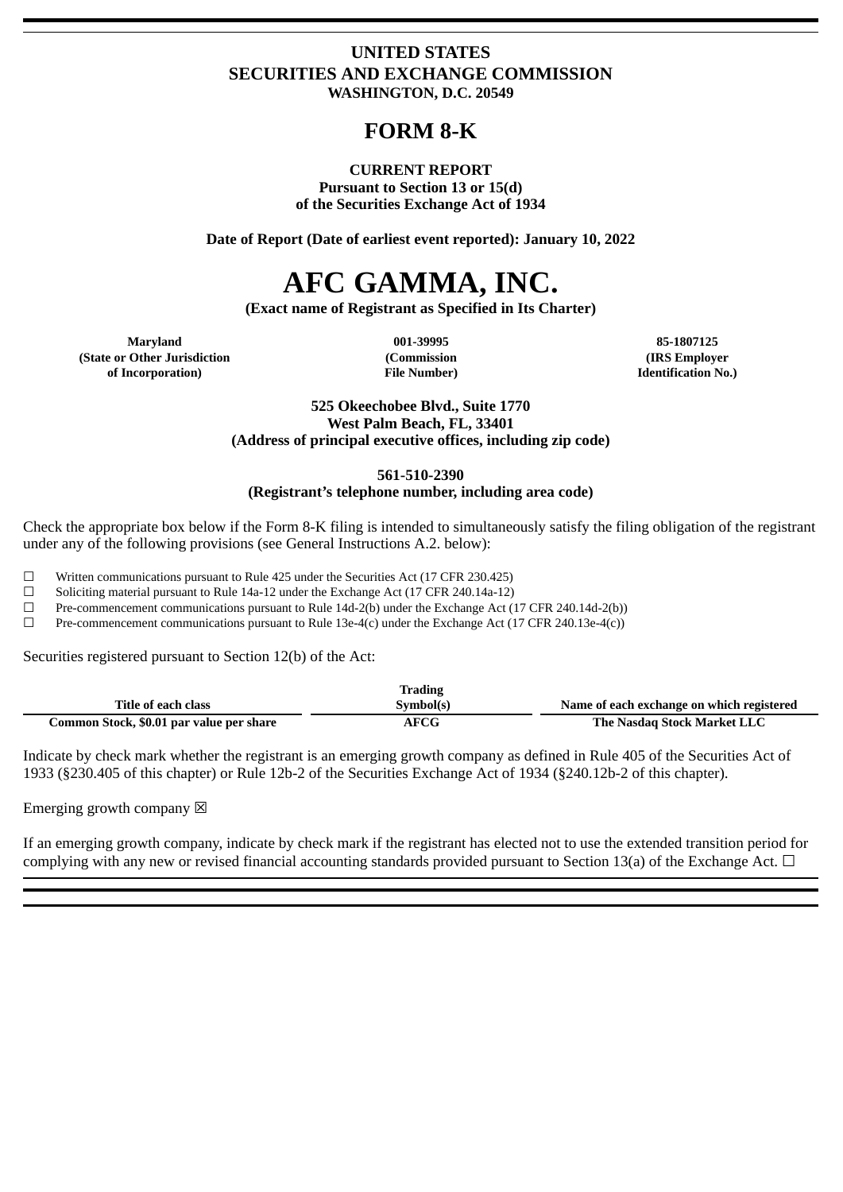# UNITED STATES
# SECURITIES AND EXCHANGE COMMISSION
**WASHINGTON, D.C. 20549**

# FORM 8-K

**CURRENT REPORT**
**Pursuant to Section 13 or 15(d)**
**of the Securities Exchange Act of 1934**

**Date of Report (Date of earliest event reported): January 10, 2022**

# AFC GAMMA, INC.

**(Exact name of Registrant as Specified in Its Charter)**

| Maryland | 001-39995 | 85-1807125 |
|---|---|---|
| (State or Other Jurisdiction of Incorporation) | (Commission File Number) | (IRS Employer Identification No.) |

**525 Okeechobee Blvd., Suite 1770**
**West Palm Beach, FL, 33401**
**(Address of principal executive offices, including zip code)**

**561-510-2390**
**(Registrant's telephone number, including area code)**

Check the appropriate box below if the Form 8-K filing is intended to simultaneously satisfy the filing obligation of the registrant under any of the following provisions (see General Instructions A.2. below):

☐ Written communications pursuant to Rule 425 under the Securities Act (17 CFR 230.425)
☐ Soliciting material pursuant to Rule 14a-12 under the Exchange Act (17 CFR 240.14a-12)
☐ Pre-commencement communications pursuant to Rule 14d-2(b) under the Exchange Act (17 CFR 240.14d-2(b))
☐ Pre-commencement communications pursuant to Rule 13e-4(c) under the Exchange Act (17 CFR 240.13e-4(c))

Securities registered pursuant to Section 12(b) of the Act:

| Title of each class | Trading Symbol(s) | Name of each exchange on which registered |
|---|---|---|
| Common Stock, $0.01 par value per share | AFCG | The Nasdaq Stock Market LLC |

Indicate by check mark whether the registrant is an emerging growth company as defined in Rule 405 of the Securities Act of 1933 (§230.405 of this chapter) or Rule 12b-2 of the Securities Exchange Act of 1934 (§240.12b-2 of this chapter).

Emerging growth company ☒

If an emerging growth company, indicate by check mark if the registrant has elected not to use the extended transition period for complying with any new or revised financial accounting standards provided pursuant to Section 13(a) of the Exchange Act. ☐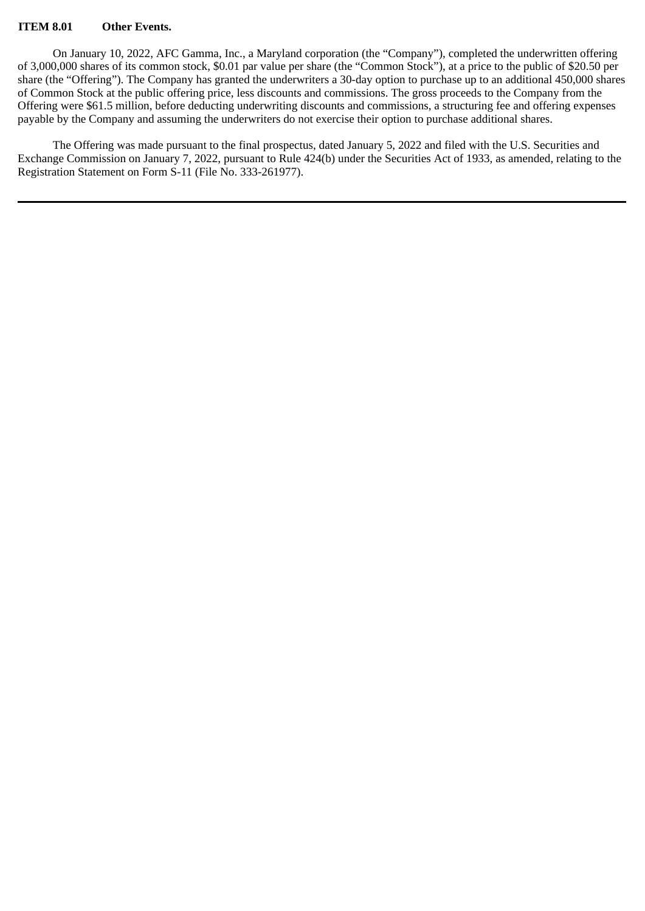**ITEM 8.01 Other Events.**

On January 10, 2022, AFC Gamma, Inc., a Maryland corporation (the "Company"), completed the underwritten offering of 3,000,000 shares of its common stock, $0.01 par value per share (the "Common Stock"), at a price to the public of $20.50 per share (the "Offering"). The Company has granted the underwriters a 30-day option to purchase up to an additional 450,000 shares of Common Stock at the public offering price, less discounts and commissions. The gross proceeds to the Company from the Offering were $61.5 million, before deducting underwriting discounts and commissions, a structuring fee and offering expenses payable by the Company and assuming the underwriters do not exercise their option to purchase additional shares.

The Offering was made pursuant to the final prospectus, dated January 5, 2022 and filed with the U.S. Securities and Exchange Commission on January 7, 2022, pursuant to Rule 424(b) under the Securities Act of 1933, as amended, relating to the Registration Statement on Form S-11 (File No. 333-261977).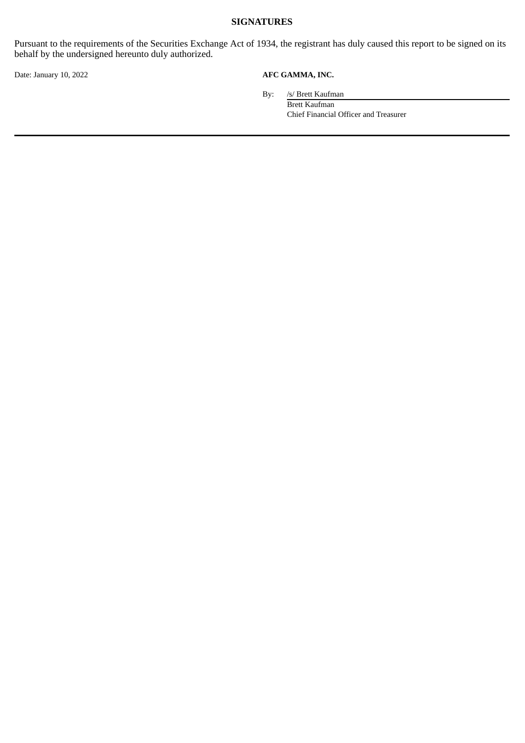## SIGNATURES

Pursuant to the requirements of the Securities Exchange Act of 1934, the registrant has duly caused this report to be signed on its behalf by the undersigned hereunto duly authorized.

| | |
|---|---|
| Date: January 10, 2022 | **AFC GAMMA, INC.** |
| | By: /s/ Brett Kaufman |
| | Brett Kaufman |
| | Chief Financial Officer and Treasurer |